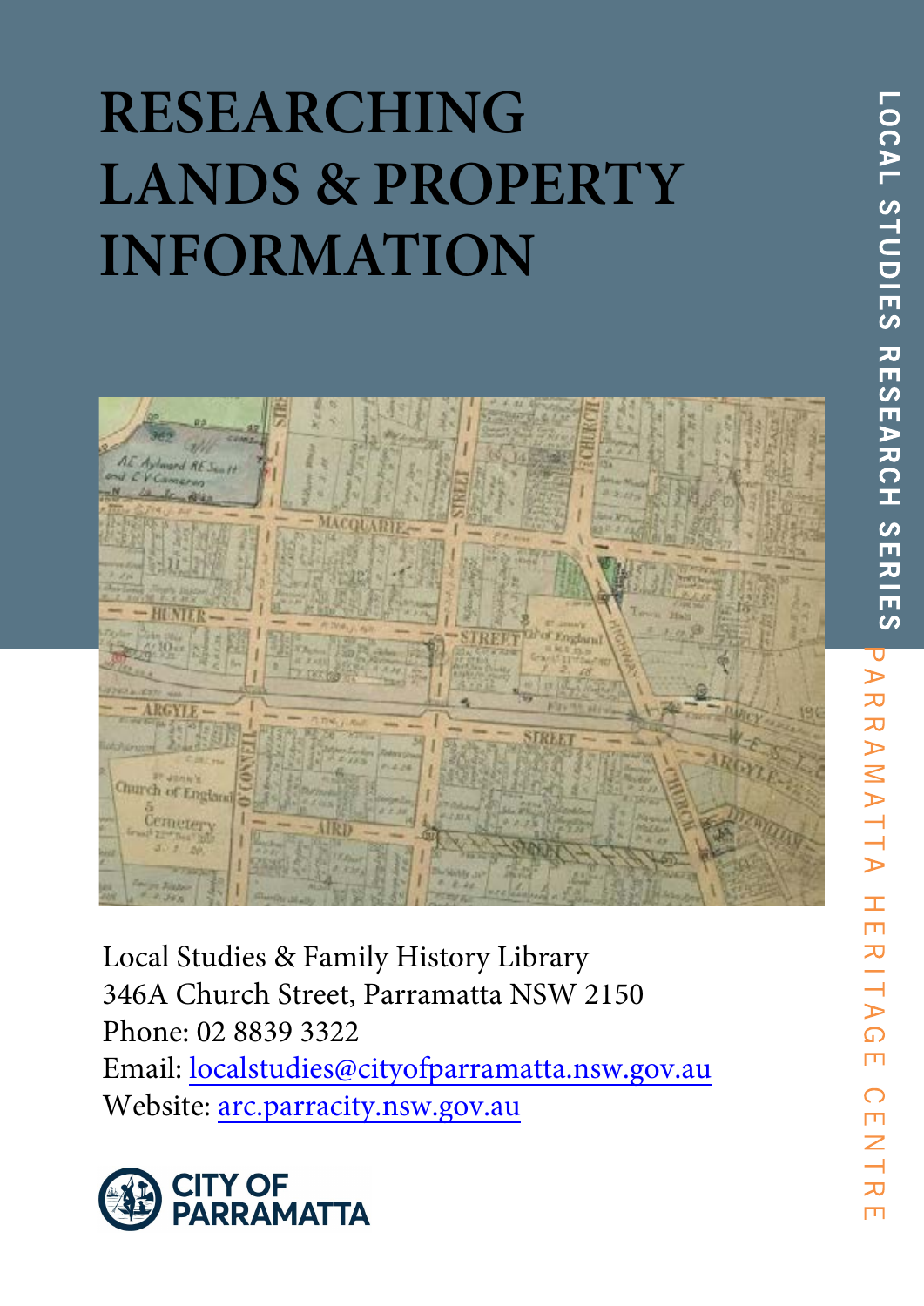# RESEARCHING LANDS & PROPERTY INFORMATION

LOCAL STUDIES RESEARCH SERIES

PARRAMATTA HERITAGE CENTRE

Local Studies & Family History Library
346A Church Street, Parramatta NSW 2150
Phone: 02 8839 3322
Email: [localstudies@cityofparramatta.nsw.gov.au](mailto:localstudies@cityofparramatta.nsw.gov.au)
Website: [arc.parracity.nsw.gov.au](https://arc.parracity.nsw.gov.au)

CITY OF PARRAMATTA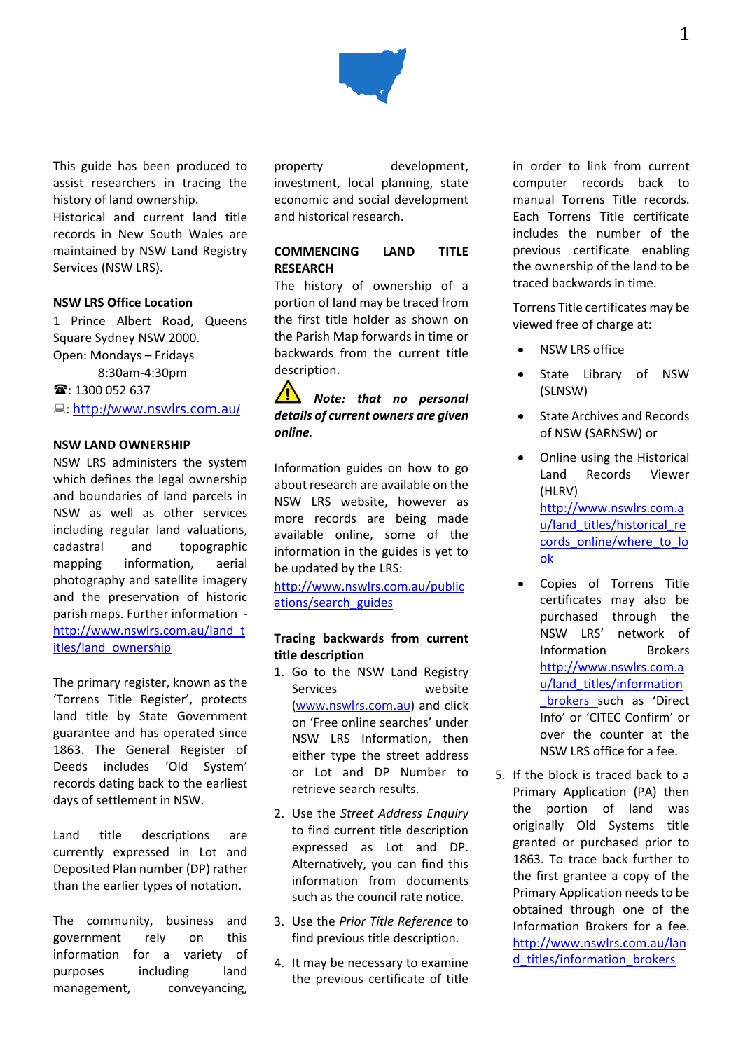This guide has been produced to assist researchers in tracing the history of land ownership.

Historical and current land title records in New South Wales are maintained by NSW Land Registry Services (NSW LRS).

**NSW LRS Office Location**

1 Prince Albert Road, Queens Square Sydney NSW 2000.
Open: Mondays – Fridays
8:30am-4:30pm
☎: 1300 052 637
💻: http://www.nswlrs.com.au/

**NSW LAND OWNERSHIP**

NSW LRS administers the system which defines the legal ownership and boundaries of land parcels in NSW as well as other services including regular land valuations, cadastral and topographic mapping information, aerial photography and satellite imagery and the preservation of historic parish maps. Further information - http://www.nswlrs.com.au/land_titles/land_ownership

The primary register, known as the 'Torrens Title Register', protects land title by State Government guarantee and has operated since 1863. The General Register of Deeds includes 'Old System' records dating back to the earliest days of settlement in NSW.

Land title descriptions are currently expressed in Lot and Deposited Plan number (DP) rather than the earlier types of notation.

The community, business and government rely on this information for a variety of purposes including land management, conveyancing, property development, investment, local planning, state economic and social development and historical research.

**COMMENCING LAND TITLE RESEARCH**

The history of ownership of a portion of land may be traced from the first title holder as shown on the Parish Map forwards in time or backwards from the current title description.

⚠ ***Note: that no personal details of current owners are given online.***

Information guides on how to go about research are available on the NSW LRS website, however as more records are being made available online, some of the information in the guides is yet to be updated by the LRS:
http://www.nswlrs.com.au/publications/search_guides

**Tracing backwards from current title description**

1. Go to the NSW Land Registry Services website (www.nswlrs.com.au) and click on 'Free online searches' under NSW LRS Information, then either type the street address or Lot and DP Number to retrieve search results.

2. Use the *Street Address Enquiry* to find current title description expressed as Lot and DP. Alternatively, you can find this information from documents such as the council rate notice.

3. Use the *Prior Title Reference* to find previous title description.

4. It may be necessary to examine the previous certificate of title in order to link from current computer records back to manual Torrens Title records. Each Torrens Title certificate includes the number of the previous certificate enabling the ownership of the land to be traced backwards in time.

   Torrens Title certificates may be viewed free of charge at:

   - NSW LRS office
   - State Library of NSW (SLNSW)
   - State Archives and Records of NSW (SARNSW) or
   - Online using the Historical Land Records Viewer (HLRV) http://www.nswlrs.com.au/land_titles/historical_records_online/where_to_look
   - Copies of Torrens Title certificates may also be purchased through the NSW LRS' network of Information Brokers http://www.nswlrs.com.au/land_titles/information_brokers such as 'Direct Info' or 'CITEC Confirm' or over the counter at the NSW LRS office for a fee.

5. If the block is traced back to a Primary Application (PA) then the portion of land was originally Old Systems title granted or purchased prior to 1863. To trace back further to the first grantee a copy of the Primary Application needs to be obtained through one of the Information Brokers for a fee. http://www.nswlrs.com.au/land_titles/information_brokers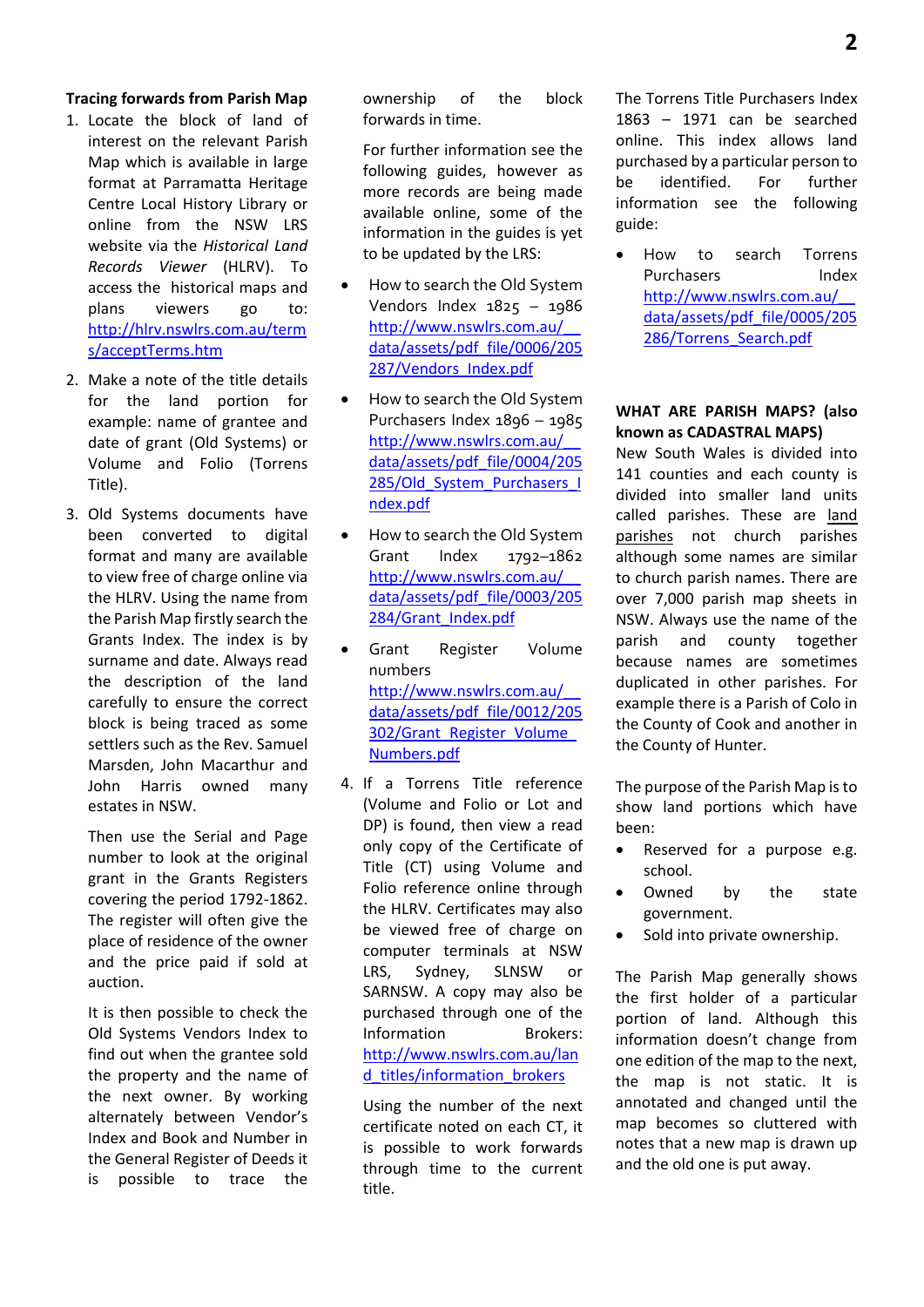**Tracing forwards from Parish Map**

1. Locate the block of land of interest on the relevant Parish Map which is available in large format at Parramatta Heritage Centre Local History Library or online from the NSW LRS website via the *Historical Land Records Viewer* (HLRV). To access the historical maps and plans viewers go to: http://hlrv.nswlrs.com.au/terms/acceptTerms.htm

2. Make a note of the title details for the land portion for example: name of grantee and date of grant (Old Systems) or Volume and Folio (Torrens Title).

3. Old Systems documents have been converted to digital format and many are available to view free of charge online via the HLRV. Using the name from the Parish Map firstly search the Grants Index. The index is by surname and date. Always read the description of the land carefully to ensure the correct block is being traced as some settlers such as the Rev. Samuel Marsden, John Macarthur and John Harris owned many estates in NSW.

   Then use the Serial and Page number to look at the original grant in the Grants Registers covering the period 1792-1862. The register will often give the place of residence of the owner and the price paid if sold at auction.

   It is then possible to check the Old Systems Vendors Index to find out when the grantee sold the property and the name of the next owner. By working alternately between Vendor's Index and Book and Number in the General Register of Deeds it is possible to trace the ownership of the block forwards in time.

   For further information see the following guides, however as more records are being made available online, some of the information in the guides is yet to be updated by the LRS:

   - How to search the Old System Vendors Index 1825 – 1986 http://www.nswlrs.com.au/__data/assets/pdf_file/0006/205287/Vendors_Index.pdf
   - How to search the Old System Purchasers Index 1896 – 1985 http://www.nswlrs.com.au/__data/assets/pdf_file/0004/205285/Old_System_Purchasers_Index.pdf
   - How to search the Old System Grant Index 1792–1862 http://www.nswlrs.com.au/__data/assets/pdf_file/0003/205284/Grant_Index.pdf
   - Grant Register Volume numbers http://www.nswlrs.com.au/__data/assets/pdf_file/0012/205302/Grant_Register_Volume_Numbers.pdf

4. If a Torrens Title reference (Volume and Folio or Lot and DP) is found, then view a read only copy of the Certificate of Title (CT) using Volume and Folio reference online through the HLRV. Certificates may also be viewed free of charge on computer terminals at NSW LRS, Sydney, SLNSW or SARNSW. A copy may also be purchased through one of the Information Brokers: http://www.nswlrs.com.au/land_titles/information_brokers

   Using the number of the next certificate noted on each CT, it is possible to work forwards through time to the current title.

The Torrens Title Purchasers Index 1863 – 1971 can be searched online. This index allows land purchased by a particular person to be identified. For further information see the following guide:

- How to search Torrens Purchasers Index http://www.nswlrs.com.au/__data/assets/pdf_file/0005/205286/Torrens_Search.pdf

**WHAT ARE PARISH MAPS? (also known as CADASTRAL MAPS)**

New South Wales is divided into 141 counties and each county is divided into smaller land units called parishes. These are <u>land parishes</u> not church parishes although some names are similar to church parish names. There are over 7,000 parish map sheets in NSW. Always use the name of the parish and county together because names are sometimes duplicated in other parishes. For example there is a Parish of Colo in the County of Cook and another in the County of Hunter.

The purpose of the Parish Map is to show land portions which have been:

- Reserved for a purpose e.g. school.
- Owned by the state government.
- Sold into private ownership.

The Parish Map generally shows the first holder of a particular portion of land. Although this information doesn't change from one edition of the map to the next, the map is not static. It is annotated and changed until the map becomes so cluttered with notes that a new map is drawn up and the old one is put away.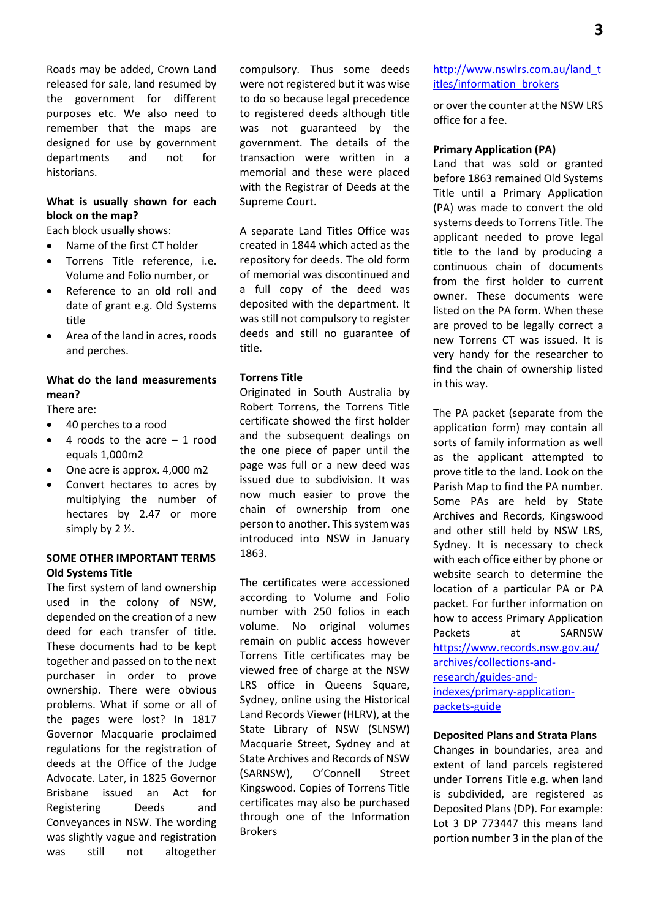Roads may be added, Crown Land released for sale, land resumed by the government for different purposes etc. We also need to remember that the maps are designed for use by government departments and not for historians.

**What is usually shown for each block on the map?**

Each block usually shows:

- Name of the first CT holder
- Torrens Title reference, i.e. Volume and Folio number, or
- Reference to an old roll and date of grant e.g. Old Systems title
- Area of the land in acres, roods and perches.

**What do the land measurements mean?**

There are:

- 40 perches to a rood
- 4 roods to the acre – 1 rood equals 1,000m2
- One acre is approx. 4,000 m2
- Convert hectares to acres by multiplying the number of hectares by 2.47 or more simply by 2 ½.

**SOME OTHER IMPORTANT TERMS**

**Old Systems Title**

The first system of land ownership used in the colony of NSW, depended on the creation of a new deed for each transfer of title. These documents had to be kept together and passed on to the next purchaser in order to prove ownership. There were obvious problems. What if some or all of the pages were lost? In 1817 Governor Macquarie proclaimed regulations for the registration of deeds at the Office of the Judge Advocate. Later, in 1825 Governor Brisbane issued an Act for Registering Deeds and Conveyances in NSW. The wording was slightly vague and registration was still not altogether compulsory. Thus some deeds were not registered but it was wise to do so because legal precedence to registered deeds although title was not guaranteed by the government. The details of the transaction were written in a memorial and these were placed with the Registrar of Deeds at the Supreme Court.

A separate Land Titles Office was created in 1844 which acted as the repository for deeds. The old form of memorial was discontinued and a full copy of the deed was deposited with the department. It was still not compulsory to register deeds and still no guarantee of title.

**Torrens Title**

Originated in South Australia by Robert Torrens, the Torrens Title certificate showed the first holder and the subsequent dealings on the one piece of paper until the page was full or a new deed was issued due to subdivision. It was now much easier to prove the chain of ownership from one person to another. This system was introduced into NSW in January 1863.

The certificates were accessioned according to Volume and Folio number with 250 folios in each volume. No original volumes remain on public access however Torrens Title certificates may be viewed free of charge at the NSW LRS office in Queens Square, Sydney, online using the Historical Land Records Viewer (HLRV), at the State Library of NSW (SLNSW) Macquarie Street, Sydney and at State Archives and Records of NSW (SARNSW), O'Connell Street Kingswood. Copies of Torrens Title certificates may also be purchased through one of the Information Brokers [http://www.nswlrs.com.au/land_titles/information_brokers](http://www.nswlrs.com.au/land_titles/information_brokers) or over the counter at the NSW LRS office for a fee.

**Primary Application (PA)**

Land that was sold or granted before 1863 remained Old Systems Title until a Primary Application (PA) was made to convert the old systems deeds to Torrens Title. The applicant needed to prove legal title to the land by producing a continuous chain of documents from the first holder to current owner. These documents were listed on the PA form. When these are proved to be legally correct a new Torrens CT was issued. It is very handy for the researcher to find the chain of ownership listed in this way.

The PA packet (separate from the application form) may contain all sorts of family information as well as the applicant attempted to prove title to the land. Look on the Parish Map to find the PA number. Some PAs are held by State Archives and Records, Kingswood and other still held by NSW LRS, Sydney. It is necessary to check with each office either by phone or website search to determine the location of a particular PA or PA packet. For further information on how to access Primary Application Packets at SARNSW [https://www.records.nsw.gov.au/archives/collections-and-research/guides-and-indexes/primary-application-packets-guide](https://www.records.nsw.gov.au/archives/collections-and-research/guides-and-indexes/primary-application-packets-guide)

**Deposited Plans and Strata Plans**

Changes in boundaries, area and extent of land parcels registered under Torrens Title e.g. when land is subdivided, are registered as Deposited Plans (DP). For example: Lot 3 DP 773447 this means land portion number 3 in the plan of the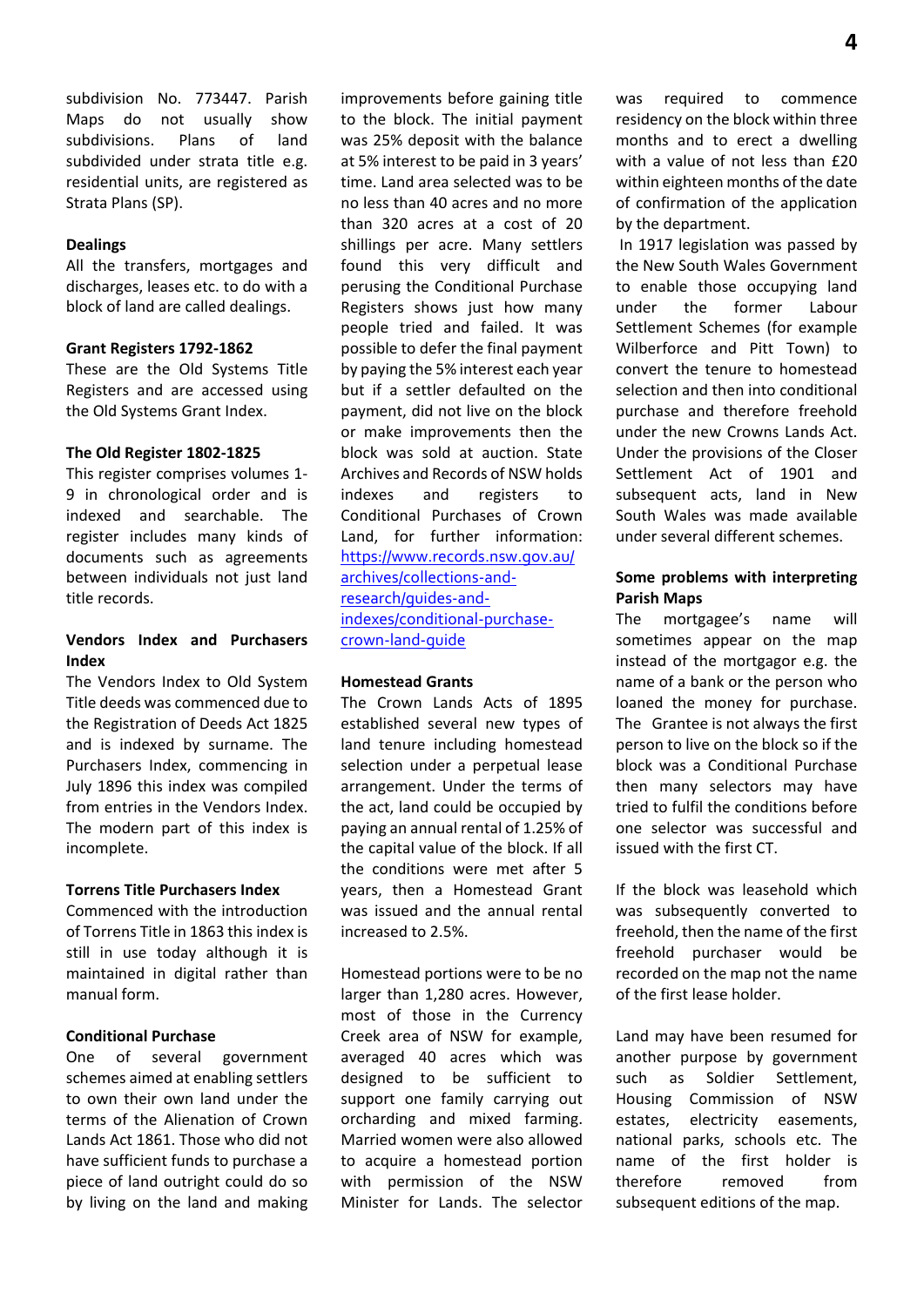subdivision No. 773447. Parish Maps do not usually show subdivisions. Plans of land subdivided under strata title e.g. residential units, are registered as Strata Plans (SP).

**Dealings**

All the transfers, mortgages and discharges, leases etc. to do with a block of land are called dealings.

**Grant Registers 1792-1862**

These are the Old Systems Title Registers and are accessed using the Old Systems Grant Index.

**The Old Register 1802-1825**

This register comprises volumes 1-9 in chronological order and is indexed and searchable. The register includes many kinds of documents such as agreements between individuals not just land title records.

**Vendors Index and Purchasers Index**

The Vendors Index to Old System Title deeds was commenced due to the Registration of Deeds Act 1825 and is indexed by surname. The Purchasers Index, commencing in July 1896 this index was compiled from entries in the Vendors Index. The modern part of this index is incomplete.

**Torrens Title Purchasers Index**

Commenced with the introduction of Torrens Title in 1863 this index is still in use today although it is maintained in digital rather than manual form.

**Conditional Purchase**

One of several government schemes aimed at enabling settlers to own their own land under the terms of the Alienation of Crown Lands Act 1861. Those who did not have sufficient funds to purchase a piece of land outright could do so by living on the land and making improvements before gaining title to the block. The initial payment was 25% deposit with the balance at 5% interest to be paid in 3 years' time. Land area selected was to be no less than 40 acres and no more than 320 acres at a cost of 20 shillings per acre. Many settlers found this very difficult and perusing the Conditional Purchase Registers shows just how many people tried and failed. It was possible to defer the final payment by paying the 5% interest each year but if a settler defaulted on the payment, did not live on the block or make improvements then the block was sold at auction. State Archives and Records of NSW holds indexes and registers to Conditional Purchases of Crown Land, for further information: [https://www.records.nsw.gov.au/archives/collections-and-research/guides-and-indexes/conditional-purchase-crown-land-guide](https://www.records.nsw.gov.au/archives/collections-and-research/guides-and-indexes/conditional-purchase-crown-land-guide)

**Homestead Grants**

The Crown Lands Acts of 1895 established several new types of land tenure including homestead selection under a perpetual lease arrangement. Under the terms of the act, land could be occupied by paying an annual rental of 1.25% of the capital value of the block. If all the conditions were met after 5 years, then a Homestead Grant was issued and the annual rental increased to 2.5%.

Homestead portions were to be no larger than 1,280 acres. However, most of those in the Currency Creek area of NSW for example, averaged 40 acres which was designed to be sufficient to support one family carrying out orcharding and mixed farming. Married women were also allowed to acquire a homestead portion with permission of the NSW Minister for Lands. The selector was required to commence residency on the block within three months and to erect a dwelling with a value of not less than £20 within eighteen months of the date of confirmation of the application by the department.

In 1917 legislation was passed by the New South Wales Government to enable those occupying land under the former Labour Settlement Schemes (for example Wilberforce and Pitt Town) to convert the tenure to homestead selection and then into conditional purchase and therefore freehold under the new Crowns Lands Act. Under the provisions of the Closer Settlement Act of 1901 and subsequent acts, land in New South Wales was made available under several different schemes.

**Some problems with interpreting Parish Maps**

The mortgagee's name will sometimes appear on the map instead of the mortgagor e.g. the name of a bank or the person who loaned the money for purchase. The Grantee is not always the first person to live on the block so if the block was a Conditional Purchase then many selectors may have tried to fulfil the conditions before one selector was successful and issued with the first CT.

If the block was leasehold which was subsequently converted to freehold, then the name of the first freehold purchaser would be recorded on the map not the name of the first lease holder.

Land may have been resumed for another purpose by government such as Soldier Settlement, Housing Commission of NSW estates, electricity easements, national parks, schools etc. The name of the first holder is therefore removed from subsequent editions of the map.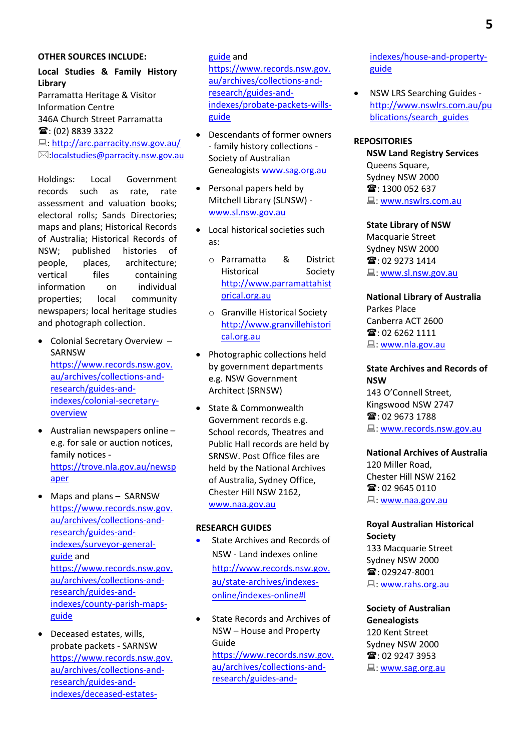## OTHER SOURCES INCLUDE:

**Local Studies & Family History Library**
Parramatta Heritage & Visitor Information Centre
346A Church Street Parramatta
☎: (02) 8839 3322
🖳: http://arc.parracity.nsw.gov.au/
✉:localstudies@parracity.nsw.gov.au

Holdings: Local Government records such as rate, rate assessment and valuation books; electoral rolls; Sands Directories; maps and plans; Historical Records of Australia; Historical Records of NSW; published histories of people, places, architecture; vertical files containing information on individual properties; local community newspapers; local heritage studies and photograph collection.

- Colonial Secretary Overview – SARNSW https://www.records.nsw.gov.au/archives/collections-and-research/guides-and-indexes/colonial-secretary-overview
- Australian newspapers online – e.g. for sale or auction notices, family notices - https://trove.nla.gov.au/newspaper
- Maps and plans – SARNSW https://www.records.nsw.gov.au/archives/collections-and-research/guides-and-indexes/surveyor-general-guide and https://www.records.nsw.gov.au/archives/collections-and-research/guides-and-indexes/county-parish-maps-guide
- Deceased estates, wills, probate packets - SARNSW https://www.records.nsw.gov.au/archives/collections-and-research/guides-and-indexes/deceased-estates-guide and https://www.records.nsw.gov.au/archives/collections-and-research/guides-and-indexes/probate-packets-wills-guide
- Descendants of former owners - family history collections - Society of Australian Genealogists www.sag.org.au
- Personal papers held by Mitchell Library (SLNSW) - www.sl.nsw.gov.au
- Local historical societies such as:
  - Parramatta & District Historical Society http://www.parramattahistorical.org.au
  - Granville Historical Society http://www.granvillehistorical.org.au
- Photographic collections held by government departments e.g. NSW Government Architect (SRNSW)
- State & Commonwealth Government records e.g. School records, Theatres and Public Hall records are held by SRNSW. Post Office files are held by the National Archives of Australia, Sydney Office, Chester Hill NSW 2162, www.naa.gov.au

## RESEARCH GUIDES

- State Archives and Records of NSW - Land indexes online http://www.records.nsw.gov.au/state-archives/indexes-online/indexes-online#l
- State Records and Archives of NSW – House and Property Guide https://www.records.nsw.gov.au/archives/collections-and-research/guides-and-indexes/house-and-property-guide
- NSW LRS Searching Guides - http://www.nswlrs.com.au/publications/search_guides

## REPOSITORIES

**NSW Land Registry Services**
Queens Square,
Sydney NSW 2000
☎: 1300 052 637
🖳: www.nswlrs.com.au

**State Library of NSW**
Macquarie Street
Sydney NSW 2000
☎: 02 9273 1414
🖳: www.sl.nsw.gov.au

**National Library of Australia**
Parkes Place
Canberra ACT 2600
☎: 02 6262 1111
🖳: www.nla.gov.au

**State Archives and Records of NSW**
143 O'Connell Street,
Kingswood NSW 2747
☎: 02 9673 1788
🖳: www.records.nsw.gov.au

**National Archives of Australia**
120 Miller Road,
Chester Hill NSW 2162
☎: 02 9645 0110
🖳: www.naa.gov.au

**Royal Australian Historical Society**
133 Macquarie Street
Sydney NSW 2000
☎: 029247-8001
🖳: www.rahs.org.au

**Society of Australian Genealogists**
120 Kent Street
Sydney NSW 2000
☎: 02 9247 3953
🖳: www.sag.org.au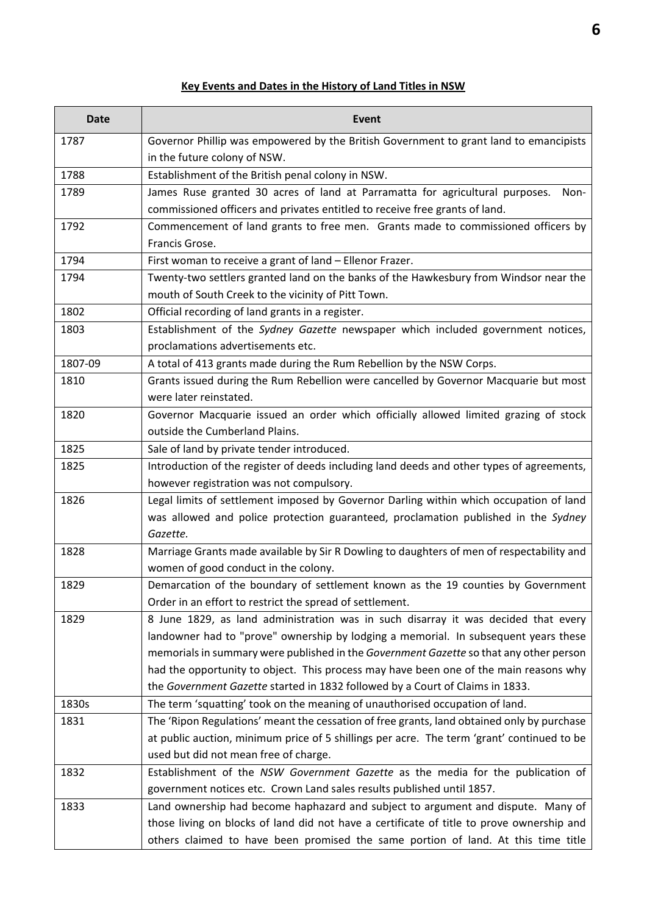## Key Events and Dates in the History of Land Titles in NSW

| Date | Event |
|---|---|
| 1787 | Governor Phillip was empowered by the British Government to grant land to emancipists in the future colony of NSW. |
| 1788 | Establishment of the British penal colony in NSW. |
| 1789 | James Ruse granted 30 acres of land at Parramatta for agricultural purposes. Non-commissioned officers and privates entitled to receive free grants of land. |
| 1792 | Commencement of land grants to free men. Grants made to commissioned officers by Francis Grose. |
| 1794 | First woman to receive a grant of land – Ellenor Frazer. |
| 1794 | Twenty-two settlers granted land on the banks of the Hawkesbury from Windsor near the mouth of South Creek to the vicinity of Pitt Town. |
| 1802 | Official recording of land grants in a register. |
| 1803 | Establishment of the *Sydney Gazette* newspaper which included government notices, proclamations advertisements etc. |
| 1807-09 | A total of 413 grants made during the Rum Rebellion by the NSW Corps. |
| 1810 | Grants issued during the Rum Rebellion were cancelled by Governor Macquarie but most were later reinstated. |
| 1820 | Governor Macquarie issued an order which officially allowed limited grazing of stock outside the Cumberland Plains. |
| 1825 | Sale of land by private tender introduced. |
| 1825 | Introduction of the register of deeds including land deeds and other types of agreements, however registration was not compulsory. |
| 1826 | Legal limits of settlement imposed by Governor Darling within which occupation of land was allowed and police protection guaranteed, proclamation published in the *Sydney Gazette.* |
| 1828 | Marriage Grants made available by Sir R Dowling to daughters of men of respectability and women of good conduct in the colony. |
| 1829 | Demarcation of the boundary of settlement known as the 19 counties by Government Order in an effort to restrict the spread of settlement. |
| 1829 | 8 June 1829, as land administration was in such disarray it was decided that every landowner had to "prove" ownership by lodging a memorial. In subsequent years these memorials in summary were published in the *Government Gazette* so that any other person had the opportunity to object. This process may have been one of the main reasons why the *Government Gazette* started in 1832 followed by a Court of Claims in 1833. |
| 1830s | The term 'squatting' took on the meaning of unauthorised occupation of land. |
| 1831 | The 'Ripon Regulations' meant the cessation of free grants, land obtained only by purchase at public auction, minimum price of 5 shillings per acre. The term 'grant' continued to be used but did not mean free of charge. |
| 1832 | Establishment of the *NSW Government Gazette* as the media for the publication of government notices etc. Crown Land sales results published until 1857. |
| 1833 | Land ownership had become haphazard and subject to argument and dispute. Many of those living on blocks of land did not have a certificate of title to prove ownership and others claimed to have been promised the same portion of land. At this time title |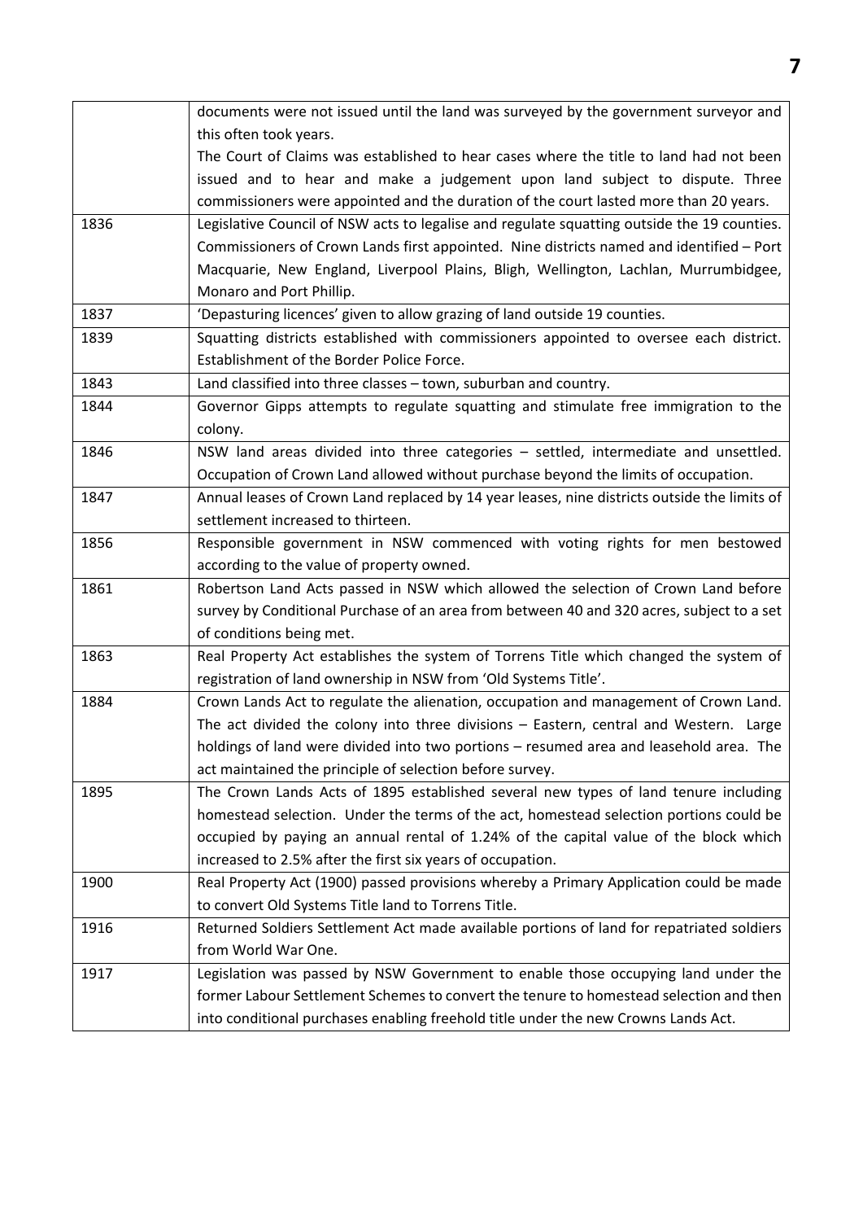| | |
|---|---|
| | documents were not issued until the land was surveyed by the government surveyor and this often took years. The Court of Claims was established to hear cases where the title to land had not been issued and to hear and make a judgement upon land subject to dispute. Three commissioners were appointed and the duration of the court lasted more than 20 years. |
| 1836 | Legislative Council of NSW acts to legalise and regulate squatting outside the 19 counties. Commissioners of Crown Lands first appointed. Nine districts named and identified – Port Macquarie, New England, Liverpool Plains, Bligh, Wellington, Lachlan, Murrumbidgee, Monaro and Port Phillip. |
| 1837 | 'Depasturing licences' given to allow grazing of land outside 19 counties. |
| 1839 | Squatting districts established with commissioners appointed to oversee each district. Establishment of the Border Police Force. |
| 1843 | Land classified into three classes – town, suburban and country. |
| 1844 | Governor Gipps attempts to regulate squatting and stimulate free immigration to the colony. |
| 1846 | NSW land areas divided into three categories – settled, intermediate and unsettled. Occupation of Crown Land allowed without purchase beyond the limits of occupation. |
| 1847 | Annual leases of Crown Land replaced by 14 year leases, nine districts outside the limits of settlement increased to thirteen. |
| 1856 | Responsible government in NSW commenced with voting rights for men bestowed according to the value of property owned. |
| 1861 | Robertson Land Acts passed in NSW which allowed the selection of Crown Land before survey by Conditional Purchase of an area from between 40 and 320 acres, subject to a set of conditions being met. |
| 1863 | Real Property Act establishes the system of Torrens Title which changed the system of registration of land ownership in NSW from 'Old Systems Title'. |
| 1884 | Crown Lands Act to regulate the alienation, occupation and management of Crown Land. The act divided the colony into three divisions – Eastern, central and Western. Large holdings of land were divided into two portions – resumed area and leasehold area. The act maintained the principle of selection before survey. |
| 1895 | The Crown Lands Acts of 1895 established several new types of land tenure including homestead selection. Under the terms of the act, homestead selection portions could be occupied by paying an annual rental of 1.24% of the capital value of the block which increased to 2.5% after the first six years of occupation. |
| 1900 | Real Property Act (1900) passed provisions whereby a Primary Application could be made to convert Old Systems Title land to Torrens Title. |
| 1916 | Returned Soldiers Settlement Act made available portions of land for repatriated soldiers from World War One. |
| 1917 | Legislation was passed by NSW Government to enable those occupying land under the former Labour Settlement Schemes to convert the tenure to homestead selection and then into conditional purchases enabling freehold title under the new Crowns Lands Act. |